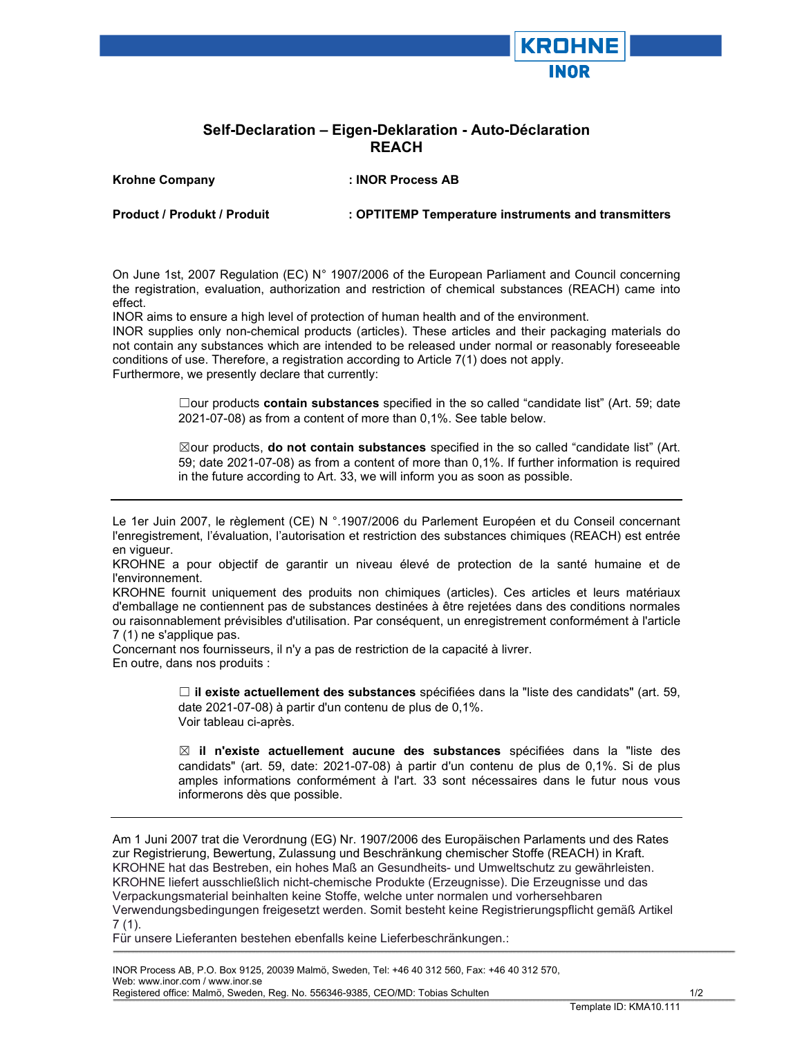# Self-Declaration – Eigen-Deklaration - Auto-Déclaration REACH

**Krohne Company** : **INOR Process AB**

**Product / Produkt / Produit** : **OPTITEMP Temperature instruments and transmitters**

On June 1st, 2007 Regulation (EC) N° 1907/2006 of the European Parliament and Council concerning the registration, evaluation, authorization and restriction of chemical substances (REACH) came into effect.
INOR aims to ensure a high level of protection of human health and of the environment.
INOR supplies only non-chemical products (articles). These articles and their packaging materials do not contain any substances which are intended to be released under normal or reasonably foreseeable conditions of use. Therefore, a registration according to Article 7(1) does not apply.
Furthermore, we presently declare that currently:

☐our products **contain substances** specified in the so called "candidate list" (Art. 59; date 2021-07-08) as from a content of more than 0,1%. See table below.

☒our products, **do not contain substances** specified in the so called "candidate list" (Art. 59; date 2021-07-08) as from a content of more than 0,1%. If further information is required in the future according to Art. 33, we will inform you as soon as possible.

---

Le 1er Juin 2007, le règlement (CE) N °.1907/2006 du Parlement Européen et du Conseil concernant l'enregistrement, l'évaluation, l'autorisation et restriction des substances chimiques (REACH) est entrée en vigueur.
KROHNE a pour objectif de garantir un niveau élevé de protection de la santé humaine et de l'environnement.
KROHNE fournit uniquement des produits non chimiques (articles). Ces articles et leurs matériaux d'emballage ne contiennent pas de substances destinées à être rejetées dans des conditions normales ou raisonnablement prévisibles d'utilisation. Par conséquent, un enregistrement conformément à l'article 7 (1) ne s'applique pas.
Concernant nos fournisseurs, il n'y a pas de restriction de la capacité à livrer.
En outre, dans nos produits :

☐ **il existe actuellement des substances** spécifiées dans la "liste des candidats" (art. 59, date 2021-07-08) à partir d'un contenu de plus de 0,1%.
Voir tableau ci-après.

☒ **il n'existe actuellement aucune des substances** spécifiées dans la "liste des candidats" (art. 59, date: 2021-07-08) à partir d'un contenu de plus de 0,1%. Si de plus amples informations conformément à l'art. 33 sont nécessaires dans le futur nous vous informerons dès que possible.

---

Am 1 Juni 2007 trat die Verordnung (EG) Nr. 1907/2006 des Europäischen Parlaments und des Rates zur Registrierung, Bewertung, Zulassung und Beschränkung chemischer Stoffe (REACH) in Kraft.
KROHNE hat das Bestreben, ein hohes Maß an Gesundheits- und Umweltschutz zu gewährleisten.
KROHNE liefert ausschließlich nicht-chemische Produkte (Erzeugnisse). Die Erzeugnisse und das Verpackungsmaterial beinhalten keine Stoffe, welche unter normalen und vorhersehbaren Verwendungsbedingungen freigesetzt werden. Somit besteht keine Registrierungspflicht gemäß Artikel 7 (1).
Für unsere Lieferanten bestehen ebenfalls keine Lieferbeschränkungen.:

INOR Process AB, P.O. Box 9125, 20039 Malmö, Sweden, Tel: +46 40 312 560, Fax: +46 40 312 570,
Web: www.inor.com / www.inor.se
Registered office: Malmö, Sweden, Reg. No. 556346-9385, CEO/MD: Tobias Schulten

Template ID: KMA10.111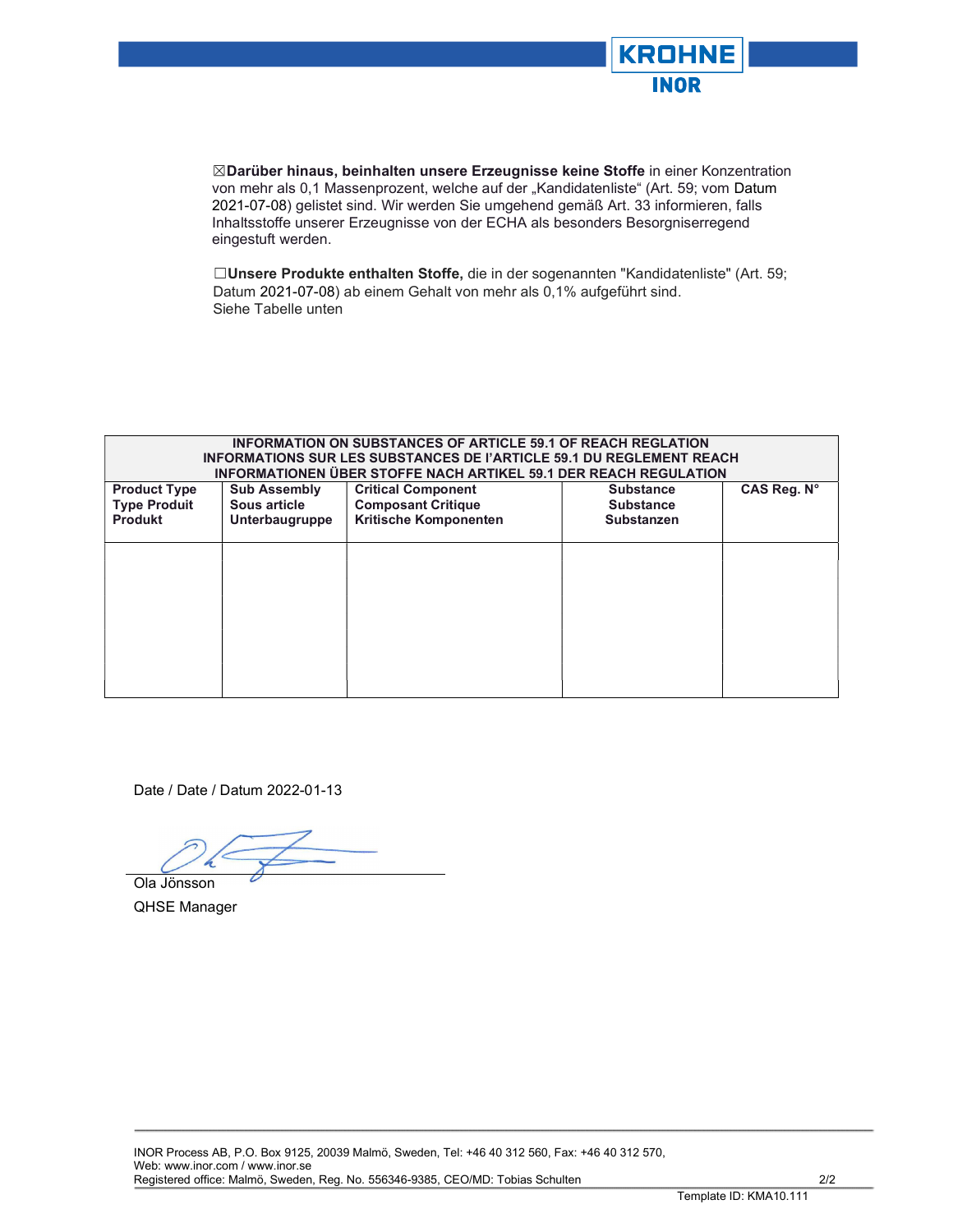☒**Darüber hinaus, beinhalten unsere Erzeugnisse keine Stoffe** in einer Konzentration von mehr als 0,1 Massenprozent, welche auf der „Kandidatenliste" (Art. 59; vom Datum 2021-07-08) gelistet sind. Wir werden Sie umgehend gemäß Art. 33 informieren, falls Inhaltsstoffe unserer Erzeugnisse von der ECHA als besonders Besorgniserregend eingestuft werden.

☐**Unsere Produkte enthalten Stoffe,** die in der sogenannten "Kandidatenliste" (Art. 59; Datum 2021-07-08) ab einem Gehalt von mehr als 0,1% aufgeführt sind.
Siehe Tabelle unten

**INFORMATION ON SUBSTANCES OF ARTICLE 59.1 OF REACH REGLATION**
**INFORMATIONS SUR LES SUBSTANCES DE l'ARTICLE 59.1 DU REGLEMENT REACH**
**INFORMATIONEN ÜBER STOFFE NACH ARTIKEL 59.1 DER REACH REGULATION**

| Product Type<br>Type Produit<br>Produkt | Sub Assembly<br>Sous article<br>Unterbaugruppe | Critical Component<br>Composant Critique<br>Kritische Komponenten | Substance<br>Substance<br>Substanzen | CAS Reg. N° |
|---|---|---|---|---|
| | | | | |

Date / Date / Datum 2022-01-13

Ola Jönsson
QHSE Manager

INOR Process AB, P.O. Box 9125, 20039 Malmö, Sweden, Tel: +46 40 312 560, Fax: +46 40 312 570,
Web: www.inor.com / www.inor.se
Registered office: Malmö, Sweden, Reg. No. 556346-9385, CEO/MD: Tobias Schulten

Template ID: KMA10.111